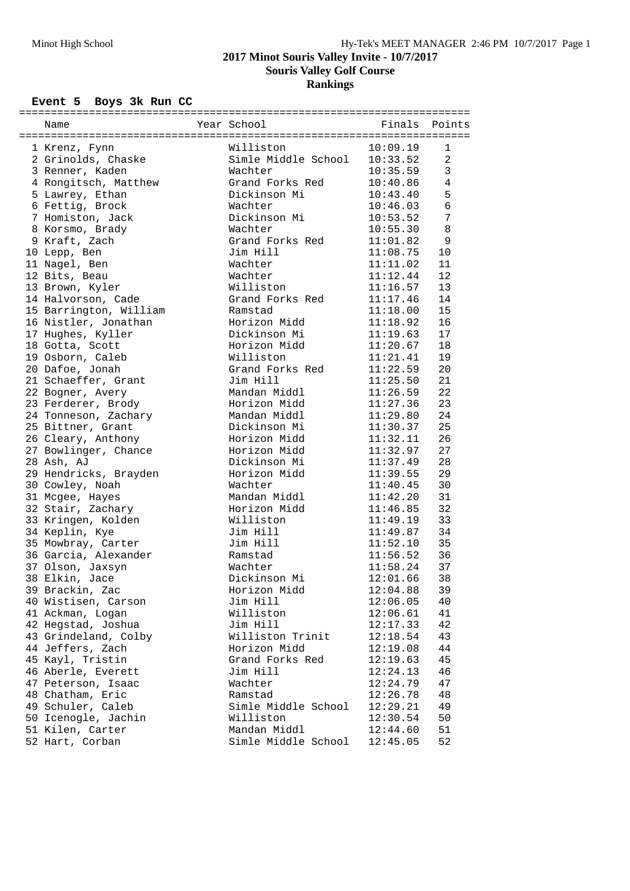## 2017 Minot Souris Valley Invite - 10/7/2017
### Souris Valley Golf Course
### Rankings

**Event 5 Boys 3k Run CC**

| | Name | Year | School | Finals | Points |
|---|---|---|---|---|---|
| 1 | Krenz, Fynn | | Williston | 10:09.19 | 1 |
| 2 | Grinolds, Chaske | | Simle Middle School | 10:33.52 | 2 |
| 3 | Renner, Kaden | | Wachter | 10:35.59 | 3 |
| 4 | Rongitsch, Matthew | | Grand Forks Red | 10:40.86 | 4 |
| 5 | Lawrey, Ethan | | Dickinson Mi | 10:43.40 | 5 |
| 6 | Fettig, Brock | | Wachter | 10:46.03 | 6 |
| 7 | Homiston, Jack | | Dickinson Mi | 10:53.52 | 7 |
| 8 | Korsmo, Brady | | Wachter | 10:55.30 | 8 |
| 9 | Kraft, Zach | | Grand Forks Red | 11:01.82 | 9 |
| 10 | Lepp, Ben | | Jim Hill | 11:08.75 | 10 |
| 11 | Nagel, Ben | | Wachter | 11:11.02 | 11 |
| 12 | Bits, Beau | | Wachter | 11:12.44 | 12 |
| 13 | Brown, Kyler | | Williston | 11:16.57 | 13 |
| 14 | Halvorson, Cade | | Grand Forks Red | 11:17.46 | 14 |
| 15 | Barrington, William | | Ramstad | 11:18.00 | 15 |
| 16 | Nistler, Jonathan | | Horizon Midd | 11:18.92 | 16 |
| 17 | Hughes, Kyller | | Dickinson Mi | 11:19.63 | 17 |
| 18 | Gotta, Scott | | Horizon Midd | 11:20.67 | 18 |
| 19 | Osborn, Caleb | | Williston | 11:21.41 | 19 |
| 20 | Dafoe, Jonah | | Grand Forks Red | 11:22.59 | 20 |
| 21 | Schaeffer, Grant | | Jim Hill | 11:25.50 | 21 |
| 22 | Bogner, Avery | | Mandan Middl | 11:26.59 | 22 |
| 23 | Ferderer, Brody | | Horizon Midd | 11:27.36 | 23 |
| 24 | Tonneson, Zachary | | Mandan Middl | 11:29.80 | 24 |
| 25 | Bittner, Grant | | Dickinson Mi | 11:30.37 | 25 |
| 26 | Cleary, Anthony | | Horizon Midd | 11:32.11 | 26 |
| 27 | Bowlinger, Chance | | Horizon Midd | 11:32.97 | 27 |
| 28 | Ash, AJ | | Dickinson Mi | 11:37.49 | 28 |
| 29 | Hendricks, Brayden | | Horizon Midd | 11:39.55 | 29 |
| 30 | Cowley, Noah | | Wachter | 11:40.45 | 30 |
| 31 | Mcgee, Hayes | | Mandan Middl | 11:42.20 | 31 |
| 32 | Stair, Zachary | | Horizon Midd | 11:46.85 | 32 |
| 33 | Kringen, Kolden | | Williston | 11:49.19 | 33 |
| 34 | Keplin, Kye | | Jim Hill | 11:49.87 | 34 |
| 35 | Mowbray, Carter | | Jim Hill | 11:52.10 | 35 |
| 36 | Garcia, Alexander | | Ramstad | 11:56.52 | 36 |
| 37 | Olson, Jaxsyn | | Wachter | 11:58.24 | 37 |
| 38 | Elkin, Jace | | Dickinson Mi | 12:01.66 | 38 |
| 39 | Brackin, Zac | | Horizon Midd | 12:04.88 | 39 |
| 40 | Wistisen, Carson | | Jim Hill | 12:06.05 | 40 |
| 41 | Ackman, Logan | | Williston | 12:06.61 | 41 |
| 42 | Hegstad, Joshua | | Jim Hill | 12:17.33 | 42 |
| 43 | Grindeland, Colby | | Williston Trinit | 12:18.54 | 43 |
| 44 | Jeffers, Zach | | Horizon Midd | 12:19.08 | 44 |
| 45 | Kayl, Tristin | | Grand Forks Red | 12:19.63 | 45 |
| 46 | Aberle, Everett | | Jim Hill | 12:24.13 | 46 |
| 47 | Peterson, Isaac | | Wachter | 12:24.79 | 47 |
| 48 | Chatham, Eric | | Ramstad | 12:26.78 | 48 |
| 49 | Schuler, Caleb | | Simle Middle School | 12:29.21 | 49 |
| 50 | Icenogle, Jachin | | Williston | 12:30.54 | 50 |
| 51 | Kilen, Carter | | Mandan Middl | 12:44.60 | 51 |
| 52 | Hart, Corban | | Simle Middle School | 12:45.05 | 52 |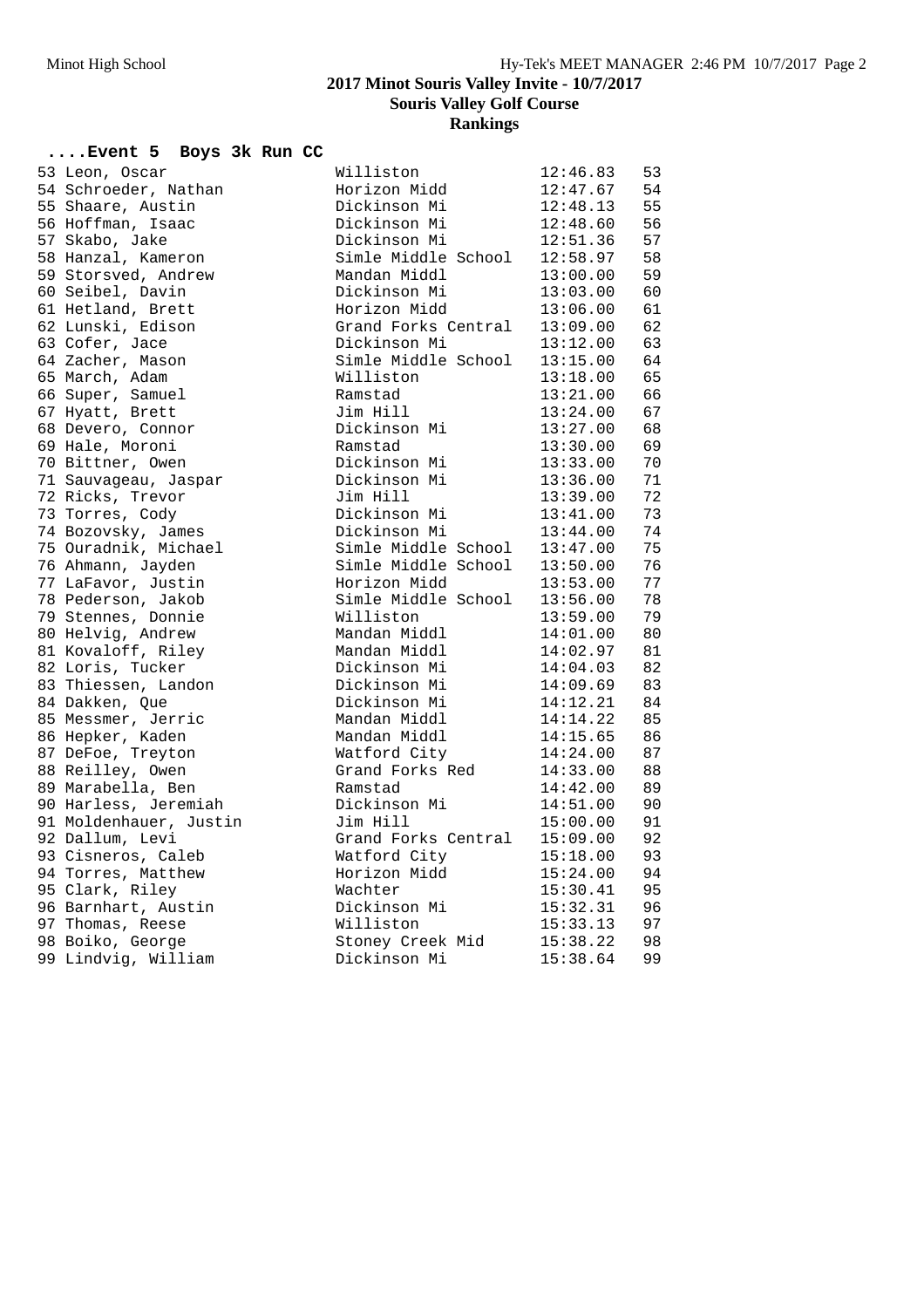## 2017 Minot Souris Valley Invite - 10/7/2017

### Souris Valley Golf Course

### Rankings

**....Event 5 Boys 3k Run CC**

| Place | Name | School | Time | Points |
|---|---|---|---|---|
| 53 | Leon, Oscar | Williston | 12:46.83 | 53 |
| 54 | Schroeder, Nathan | Horizon Midd | 12:47.67 | 54 |
| 55 | Shaare, Austin | Dickinson Mi | 12:48.13 | 55 |
| 56 | Hoffman, Isaac | Dickinson Mi | 12:48.60 | 56 |
| 57 | Skabo, Jake | Dickinson Mi | 12:51.36 | 57 |
| 58 | Hanzal, Kameron | Simle Middle School | 12:58.97 | 58 |
| 59 | Storsved, Andrew | Mandan Middl | 13:00.00 | 59 |
| 60 | Seibel, Davin | Dickinson Mi | 13:03.00 | 60 |
| 61 | Hetland, Brett | Horizon Midd | 13:06.00 | 61 |
| 62 | Lunski, Edison | Grand Forks Central | 13:09.00 | 62 |
| 63 | Cofer, Jace | Dickinson Mi | 13:12.00 | 63 |
| 64 | Zacher, Mason | Simle Middle School | 13:15.00 | 64 |
| 65 | March, Adam | Williston | 13:18.00 | 65 |
| 66 | Super, Samuel | Ramstad | 13:21.00 | 66 |
| 67 | Hyatt, Brett | Jim Hill | 13:24.00 | 67 |
| 68 | Devero, Connor | Dickinson Mi | 13:27.00 | 68 |
| 69 | Hale, Moroni | Ramstad | 13:30.00 | 69 |
| 70 | Bittner, Owen | Dickinson Mi | 13:33.00 | 70 |
| 71 | Sauvageau, Jaspar | Dickinson Mi | 13:36.00 | 71 |
| 72 | Ricks, Trevor | Jim Hill | 13:39.00 | 72 |
| 73 | Torres, Cody | Dickinson Mi | 13:41.00 | 73 |
| 74 | Bozovsky, James | Dickinson Mi | 13:44.00 | 74 |
| 75 | Ouradnik, Michael | Simle Middle School | 13:47.00 | 75 |
| 76 | Ahmann, Jayden | Simle Middle School | 13:50.00 | 76 |
| 77 | LaFavor, Justin | Horizon Midd | 13:53.00 | 77 |
| 78 | Pederson, Jakob | Simle Middle School | 13:56.00 | 78 |
| 79 | Stennes, Donnie | Williston | 13:59.00 | 79 |
| 80 | Helvig, Andrew | Mandan Middl | 14:01.00 | 80 |
| 81 | Kovaloff, Riley | Mandan Middl | 14:02.97 | 81 |
| 82 | Loris, Tucker | Dickinson Mi | 14:04.03 | 82 |
| 83 | Thiessen, Landon | Dickinson Mi | 14:09.69 | 83 |
| 84 | Dakken, Que | Dickinson Mi | 14:12.21 | 84 |
| 85 | Messmer, Jerric | Mandan Middl | 14:14.22 | 85 |
| 86 | Hepker, Kaden | Mandan Middl | 14:15.65 | 86 |
| 87 | DeFoe, Treyton | Watford City | 14:24.00 | 87 |
| 88 | Reilley, Owen | Grand Forks Red | 14:33.00 | 88 |
| 89 | Marabella, Ben | Ramstad | 14:42.00 | 89 |
| 90 | Harless, Jeremiah | Dickinson Mi | 14:51.00 | 90 |
| 91 | Moldenhauer, Justin | Jim Hill | 15:00.00 | 91 |
| 92 | Dallum, Levi | Grand Forks Central | 15:09.00 | 92 |
| 93 | Cisneros, Caleb | Watford City | 15:18.00 | 93 |
| 94 | Torres, Matthew | Horizon Midd | 15:24.00 | 94 |
| 95 | Clark, Riley | Wachter | 15:30.41 | 95 |
| 96 | Barnhart, Austin | Dickinson Mi | 15:32.31 | 96 |
| 97 | Thomas, Reese | Williston | 15:33.13 | 97 |
| 98 | Boiko, George | Stoney Creek Mid | 15:38.22 | 98 |
| 99 | Lindvig, William | Dickinson Mi | 15:38.64 | 99 |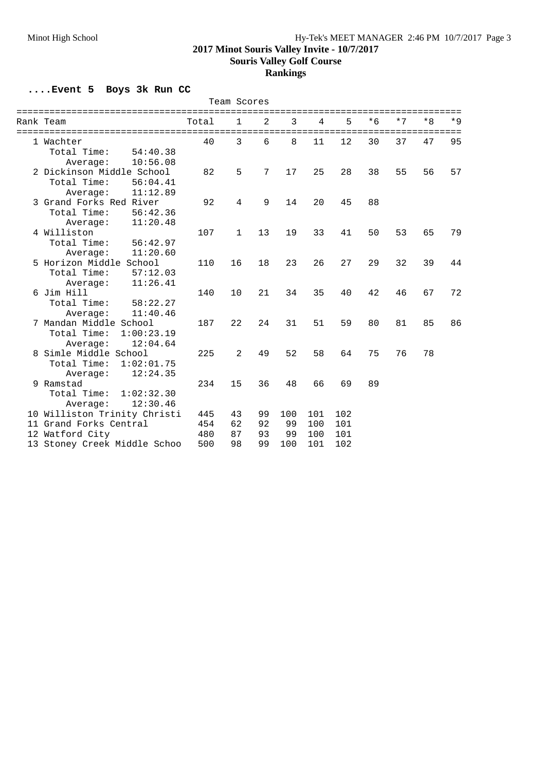**2017 Minot Souris Valley Invite - 10/7/2017**

**Souris Valley Golf Course**

**Rankings**

### ....Event 5 Boys 3k Run CC

Team Scores

| Rank | Team | Total | 1 | 2 | 3 | 4 | 5 | *6 | *7 | *8 | *9 |
|---|---|---|---|---|---|---|---|---|---|---|---|
| 1 | Wachter | 40 | 3 | 6 | 8 | 11 | 12 | 30 | 37 | 47 | 95 |
| | Total Time: 54:40.38 | | | | | | | | | | |
| | Average: 10:56.08 | | | | | | | | | | |
| 2 | Dickinson Middle School | 82 | 5 | 7 | 17 | 25 | 28 | 38 | 55 | 56 | 57 |
| | Total Time: 56:04.41 | | | | | | | | | | |
| | Average: 11:12.89 | | | | | | | | | | |
| 3 | Grand Forks Red River | 92 | 4 | 9 | 14 | 20 | 45 | 88 | | | |
| | Total Time: 56:42.36 | | | | | | | | | | |
| | Average: 11:20.48 | | | | | | | | | | |
| 4 | Williston | 107 | 1 | 13 | 19 | 33 | 41 | 50 | 53 | 65 | 79 |
| | Total Time: 56:42.97 | | | | | | | | | | |
| | Average: 11:20.60 | | | | | | | | | | |
| 5 | Horizon Middle School | 110 | 16 | 18 | 23 | 26 | 27 | 29 | 32 | 39 | 44 |
| | Total Time: 57:12.03 | | | | | | | | | | |
| | Average: 11:26.41 | | | | | | | | | | |
| 6 | Jim Hill | 140 | 10 | 21 | 34 | 35 | 40 | 42 | 46 | 67 | 72 |
| | Total Time: 58:22.27 | | | | | | | | | | |
| | Average: 11:40.46 | | | | | | | | | | |
| 7 | Mandan Middle School | 187 | 22 | 24 | 31 | 51 | 59 | 80 | 81 | 85 | 86 |
| | Total Time: 1:00:23.19 | | | | | | | | | | |
| | Average: 12:04.64 | | | | | | | | | | |
| 8 | Simle Middle School | 225 | 2 | 49 | 52 | 58 | 64 | 75 | 76 | 78 | |
| | Total Time: 1:02:01.75 | | | | | | | | | | |
| | Average: 12:24.35 | | | | | | | | | | |
| 9 | Ramstad | 234 | 15 | 36 | 48 | 66 | 69 | 89 | | | |
| | Total Time: 1:02:32.30 | | | | | | | | | | |
| | Average: 12:30.46 | | | | | | | | | | |
| 10 | Williston Trinity Christi | 445 | 43 | 99 | 100 | 101 | 102 | | | | |
| 11 | Grand Forks Central | 454 | 62 | 92 | 99 | 100 | 101 | | | | |
| 12 | Watford City | 480 | 87 | 93 | 99 | 100 | 101 | | | | |
| 13 | Stoney Creek Middle Schoo | 500 | 98 | 99 | 100 | 101 | 102 | | | | |